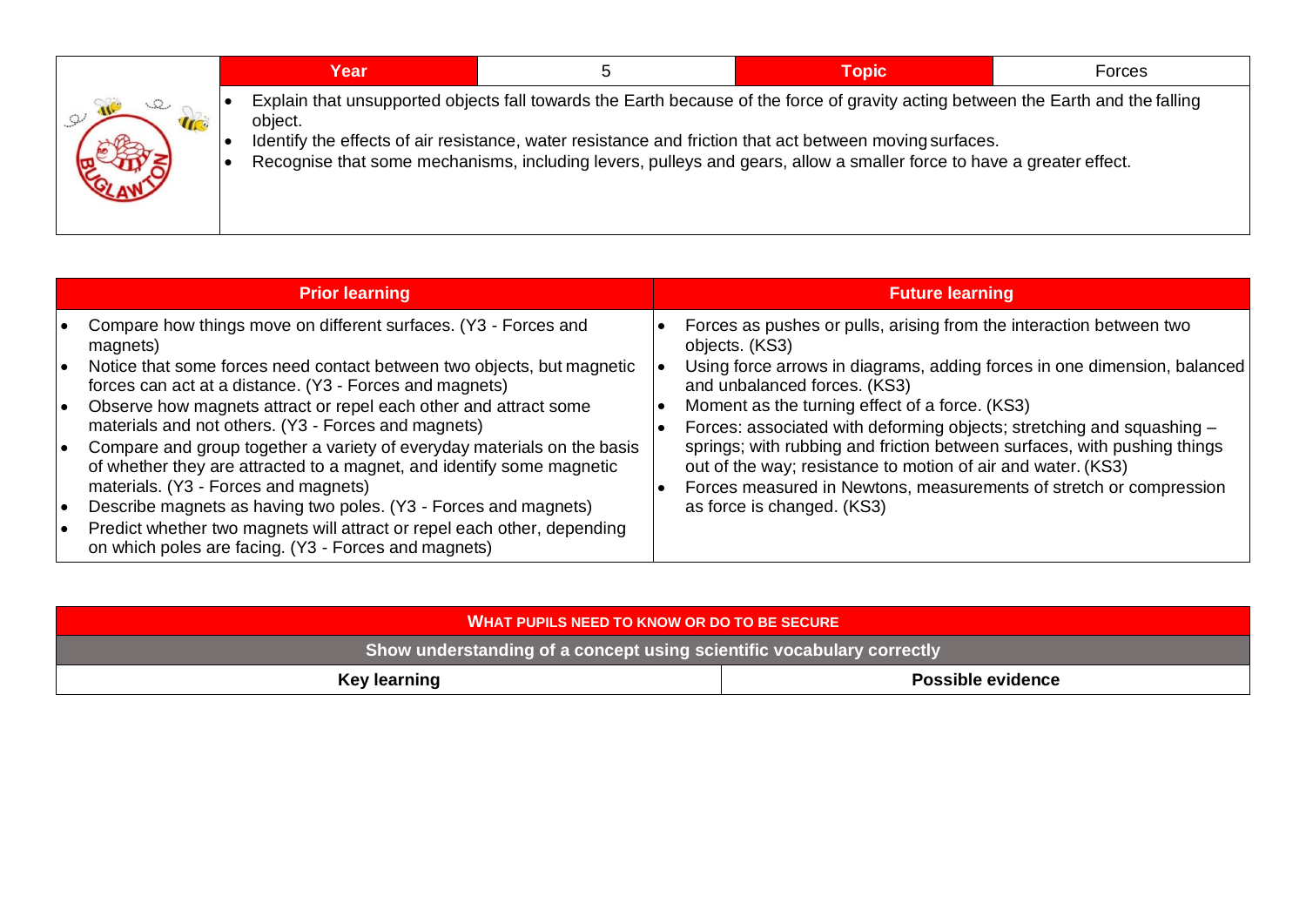| Year | 5 | Topic | Forces |
|---|---|---|---|

- Explain that unsupported objects fall towards the Earth because of the force of gravity acting between the Earth and the falling object.
- Identify the effects of air resistance, water resistance and friction that act between moving surfaces.
- Recognise that some mechanisms, including levers, pulleys and gears, allow a smaller force to have a greater effect.

| Prior learning | Future learning |
|---|---|
| • Compare how things move on different surfaces. (Y3 - Forces and magnets)<br>• Notice that some forces need contact between two objects, but magnetic forces can act at a distance. (Y3 - Forces and magnets)<br>• Observe how magnets attract or repel each other and attract some materials and not others. (Y3 - Forces and magnets)<br>• Compare and group together a variety of everyday materials on the basis of whether they are attracted to a magnet, and identify some magnetic materials. (Y3 - Forces and magnets)<br>• Describe magnets as having two poles. (Y3 - Forces and magnets)<br>• Predict whether two magnets will attract or repel each other, depending on which poles are facing. (Y3 - Forces and magnets) | • Forces as pushes or pulls, arising from the interaction between two objects. (KS3)<br>• Using force arrows in diagrams, adding forces in one dimension, balanced and unbalanced forces. (KS3)<br>• Moment as the turning effect of a force. (KS3)<br>• Forces: associated with deforming objects; stretching and squashing – springs; with rubbing and friction between surfaces, with pushing things out of the way; resistance to motion of air and water. (KS3)<br>• Forces measured in Newtons, measurements of stretch or compression as force is changed. (KS3) |

| WHAT PUPILS NEED TO KNOW OR DO TO BE SECURE | |
|---|---|
| Show understanding of a concept using scientific vocabulary correctly | |
| **Key learning** | **Possible evidence** |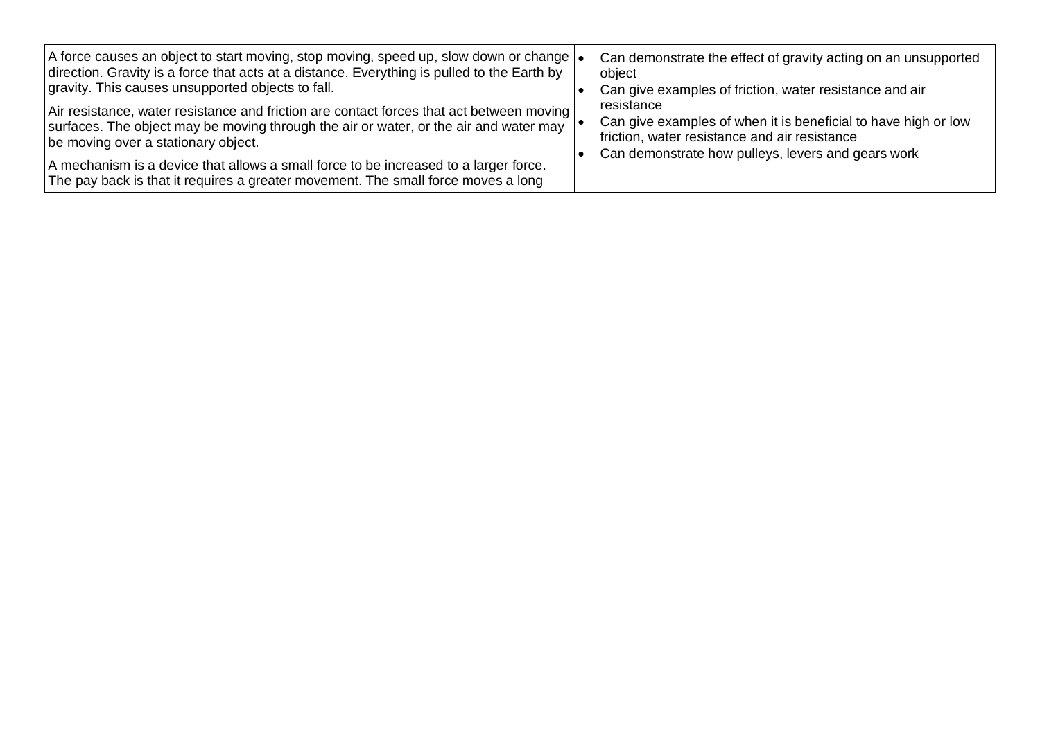| | |
|---|---|
| A force causes an object to start moving, stop moving, speed up, slow down or change direction. Gravity is a force that acts at a distance. Everything is pulled to the Earth by gravity. This causes unsupported objects to fall.<br><br>Air resistance, water resistance and friction are contact forces that act between moving surfaces. The object may be moving through the air or water, or the air and water may be moving over a stationary object.<br><br>A mechanism is a device that allows a small force to be increased to a larger force. The pay back is that it requires a greater movement. The small force moves a long | • Can demonstrate the effect of gravity acting on an unsupported object<br>• Can give examples of friction, water resistance and air resistance<br>• Can give examples of when it is beneficial to have high or low friction, water resistance and air resistance<br>• Can demonstrate how pulleys, levers and gears work |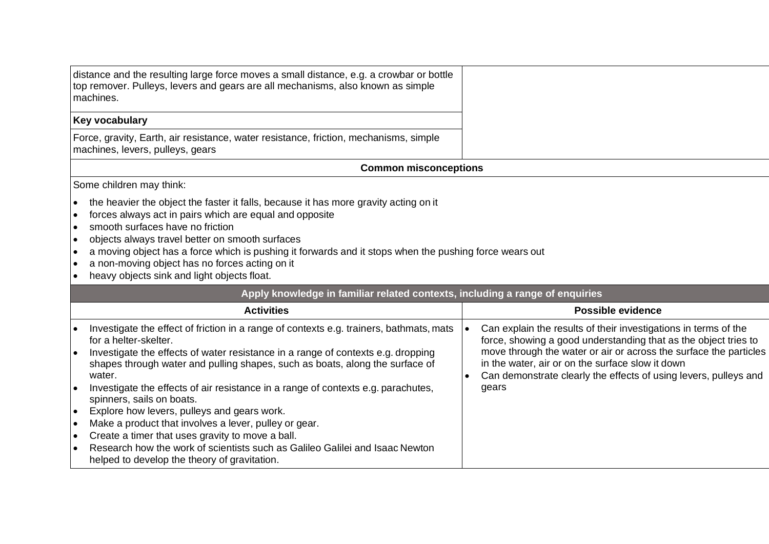| | |
|---|---|
| distance and the resulting large force moves a small distance, e.g. a crowbar or bottle top remover. Pulleys, levers and gears are all mechanisms, also known as simple machines. | |
| **Key vocabulary** | |
| Force, gravity, Earth, air resistance, water resistance, friction, mechanisms, simple machines, levers, pulleys, gears | |

**Common misconceptions**

Some children may think:

- the heavier the object the faster it falls, because it has more gravity acting on it
- forces always act in pairs which are equal and opposite
- smooth surfaces have no friction
- objects always travel better on smooth surfaces
- a moving object has a force which is pushing it forwards and it stops when the pushing force wears out
- a non-moving object has no forces acting on it
- heavy objects sink and light objects float.

**Apply knowledge in familiar related contexts, including a range of enquiries**

| Activities | Possible evidence |
|---|---|
| • Investigate the effect of friction in a range of contexts e.g. trainers, bathmats, mats for a helter-skelter.<br>• Investigate the effects of water resistance in a range of contexts e.g. dropping shapes through water and pulling shapes, such as boats, along the surface of water.<br>• Investigate the effects of air resistance in a range of contexts e.g. parachutes, spinners, sails on boats.<br>• Explore how levers, pulleys and gears work.<br>• Make a product that involves a lever, pulley or gear.<br>• Create a timer that uses gravity to move a ball.<br>• Research how the work of scientists such as Galileo Galilei and Isaac Newton helped to develop the theory of gravitation. | • Can explain the results of their investigations in terms of the force, showing a good understanding that as the object tries to move through the water or air or across the surface the particles in the water, air or on the surface slow it down<br>• Can demonstrate clearly the effects of using levers, pulleys and gears |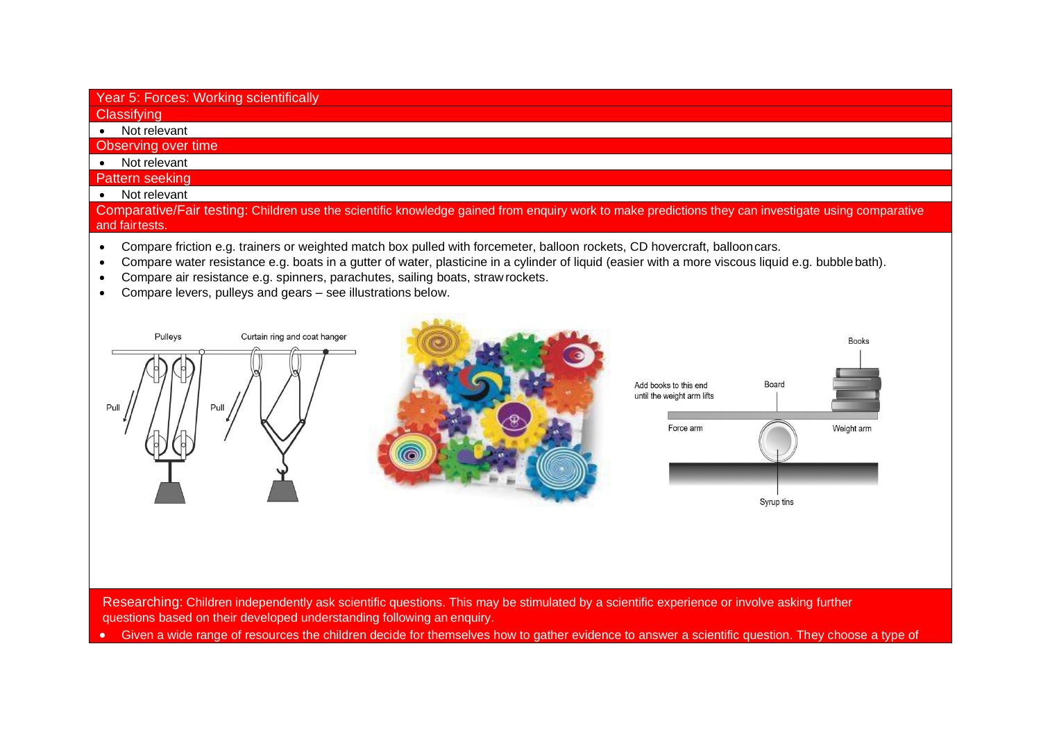## Year 5: Forces: Working scientifically

### Classifying

- Not relevant

### Observing over time

- Not relevant

### Pattern seeking

- Not relevant

### Comparative/Fair testing: Children use the scientific knowledge gained from enquiry work to make predictions they can investigate using comparative and fair tests.

- Compare friction e.g. trainers or weighted match box pulled with forcemeter, balloon rockets, CD hovercraft, balloon cars.
- Compare water resistance e.g. boats in a gutter of water, plasticine in a cylinder of liquid (easier with a more viscous liquid e.g. bubble bath).
- Compare air resistance e.g. spinners, parachutes, sailing boats, straw rockets.
- Compare levers, pulleys and gears – see illustrations below.

Pulleys — Pull — Curtain ring and coat hanger — Pull

Add books to this end until the weight arm lifts — Board — Books — Force arm — Weight arm — Syrup tins

### Researching: Children independently ask scientific questions. This may be stimulated by a scientific experience or involve asking further questions based on their developed understanding following an enquiry.

- Given a wide range of resources the children decide for themselves how to gather evidence to answer a scientific question. They choose a type of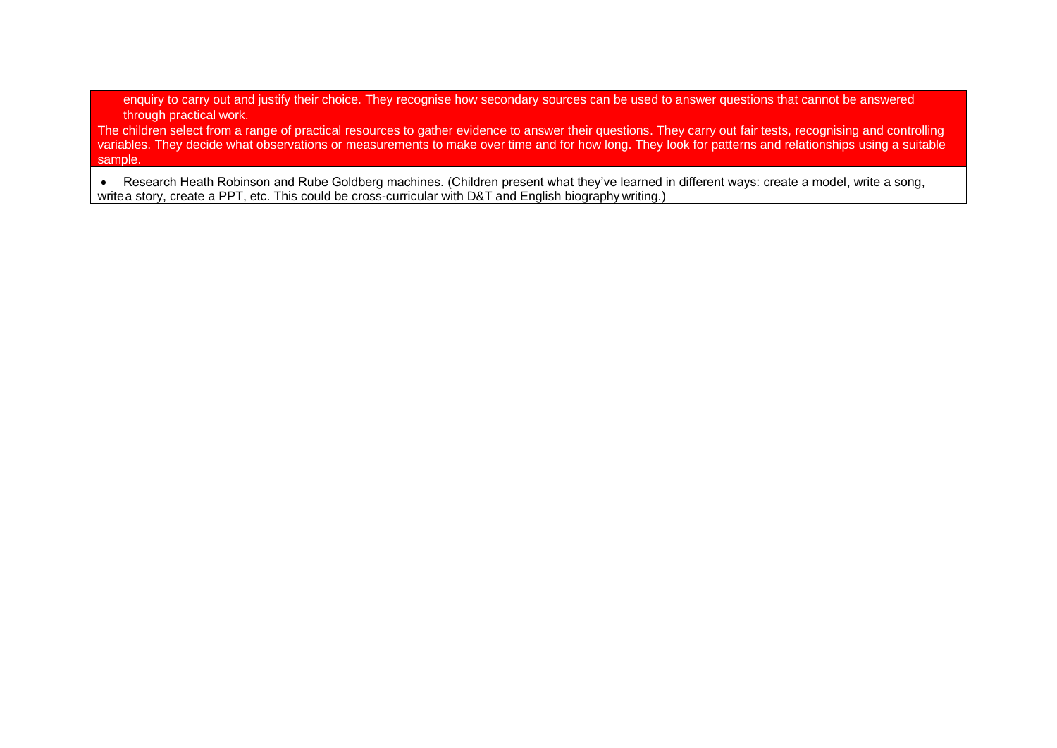| |
|---|
| enquiry to carry out and justify their choice. They recognise how secondary sources can be used to answer questions that cannot be answered through practical work.<br>The children select from a range of practical resources to gather evidence to answer their questions. They carry out fair tests, recognising and controlling variables. They decide what observations or measurements to make over time and for how long. They look for patterns and relationships using a suitable sample. |
| • Research Heath Robinson and Rube Goldberg machines. (Children present what they've learned in different ways: create a model, write a song, write a story, create a PPT, etc. This could be cross-curricular with D&T and English biography writing.) |